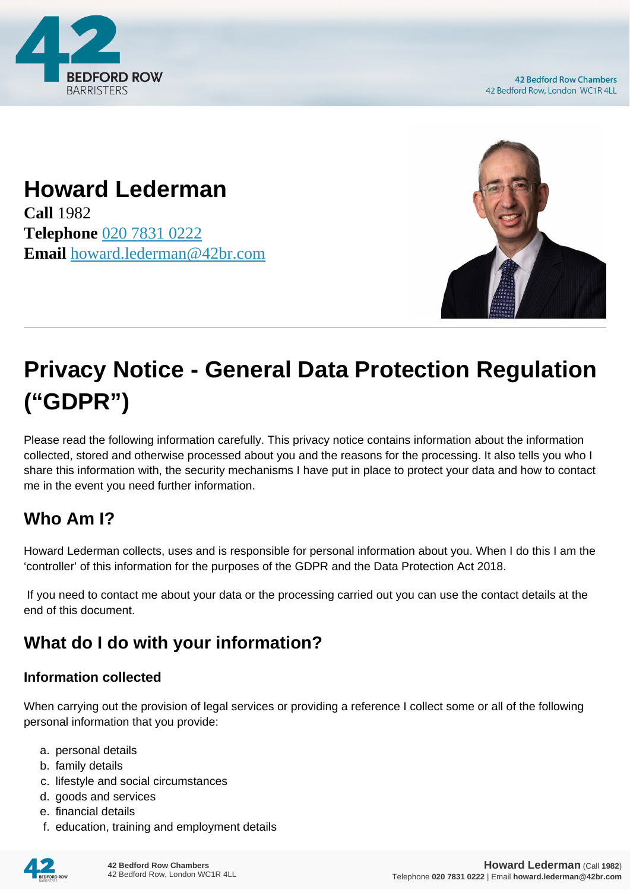# Howard Lederman

**Call** 1982
**Telephone** 020 7831 0222
**Email** howard.lederman@42br.com

# Privacy Notice - General Data Protection Regulation ("GDPR")

Please read the following information carefully. This privacy notice contains information about the information collected, stored and otherwise processed about you and the reasons for the processing. It also tells you who I share this information with, the security mechanisms I have put in place to protect your data and how to contact me in the event you need further information.

## Who Am I?

Howard Lederman collects, uses and is responsible for personal information about you. When I do this I am the 'controller' of this information for the purposes of the GDPR and the Data Protection Act 2018.

If you need to contact me about your data or the processing carried out you can use the contact details at the end of this document.

## What do I do with your information?

### Information collected

When carrying out the provision of legal services or providing a reference I collect some or all of the following personal information that you provide:

a. personal details
b. family details
c. lifestyle and social circumstances
d. goods and services
e. financial details
f. education, training and employment details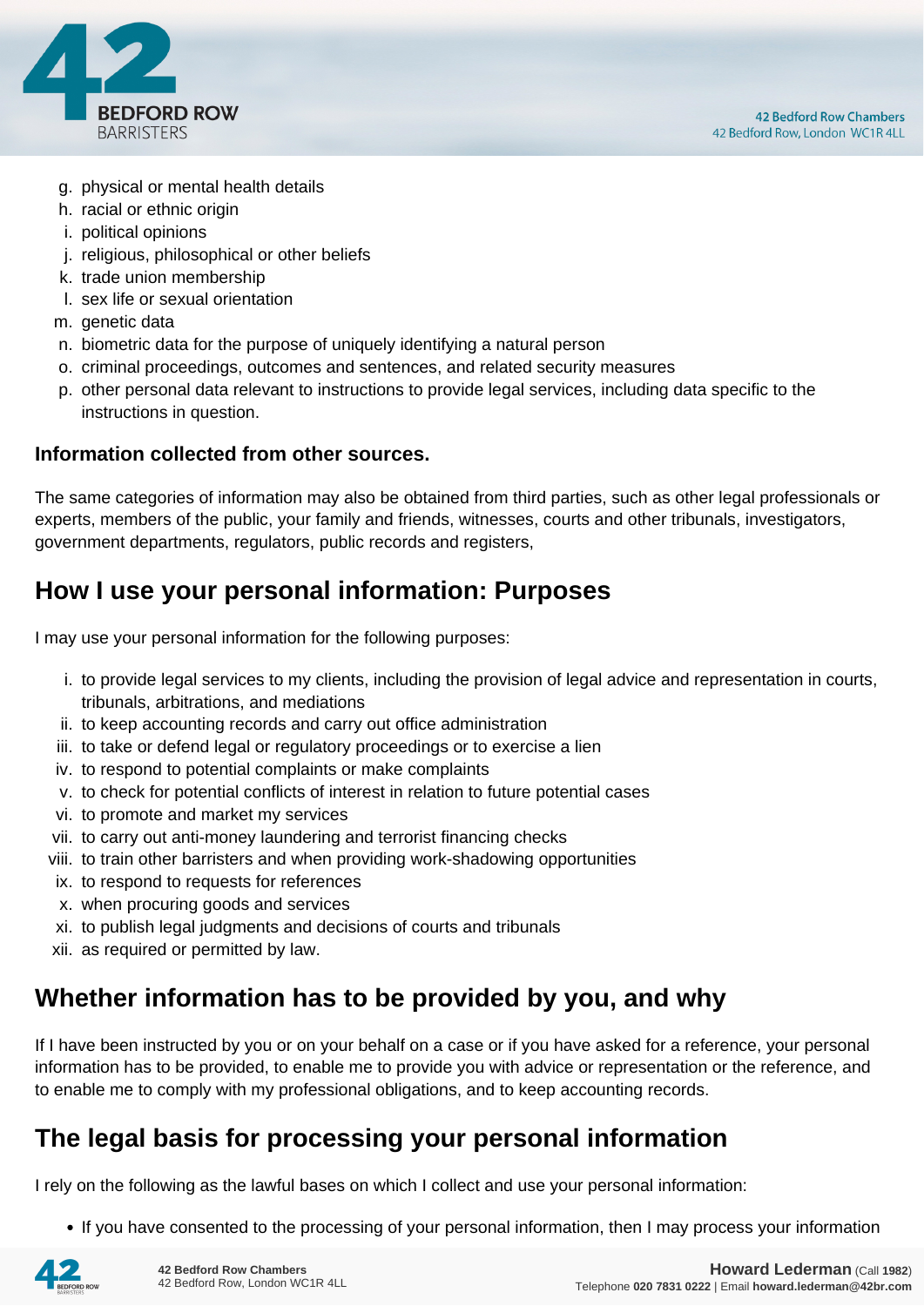g. physical or mental health details
h. racial or ethnic origin
i. political opinions
j. religious, philosophical or other beliefs
k. trade union membership
l. sex life or sexual orientation
m. genetic data
n. biometric data for the purpose of uniquely identifying a natural person
o. criminal proceedings, outcomes and sentences, and related security measures
p. other personal data relevant to instructions to provide legal services, including data specific to the instructions in question.

**Information collected from other sources.**

The same categories of information may also be obtained from third parties, such as other legal professionals or experts, members of the public, your family and friends, witnesses, courts and other tribunals, investigators, government departments, regulators, public records and registers,

## How I use your personal information: Purposes

I may use your personal information for the following purposes:

i. to provide legal services to my clients, including the provision of legal advice and representation in courts, tribunals, arbitrations, and mediations
ii. to keep accounting records and carry out office administration
iii. to take or defend legal or regulatory proceedings or to exercise a lien
iv. to respond to potential complaints or make complaints
v. to check for potential conflicts of interest in relation to future potential cases
vi. to promote and market my services
vii. to carry out anti-money laundering and terrorist financing checks
viii. to train other barristers and when providing work-shadowing opportunities
ix. to respond to requests for references
x. when procuring goods and services
xi. to publish legal judgments and decisions of courts and tribunals
xii. as required or permitted by law.

## Whether information has to be provided by you, and why

If I have been instructed by you or on your behalf on a case or if you have asked for a reference, your personal information has to be provided, to enable me to provide you with advice or representation or the reference, and to enable me to comply with my professional obligations, and to keep accounting records.

## The legal basis for processing your personal information

I rely on the following as the lawful bases on which I collect and use your personal information:

- If you have consented to the processing of your personal information, then I may process your information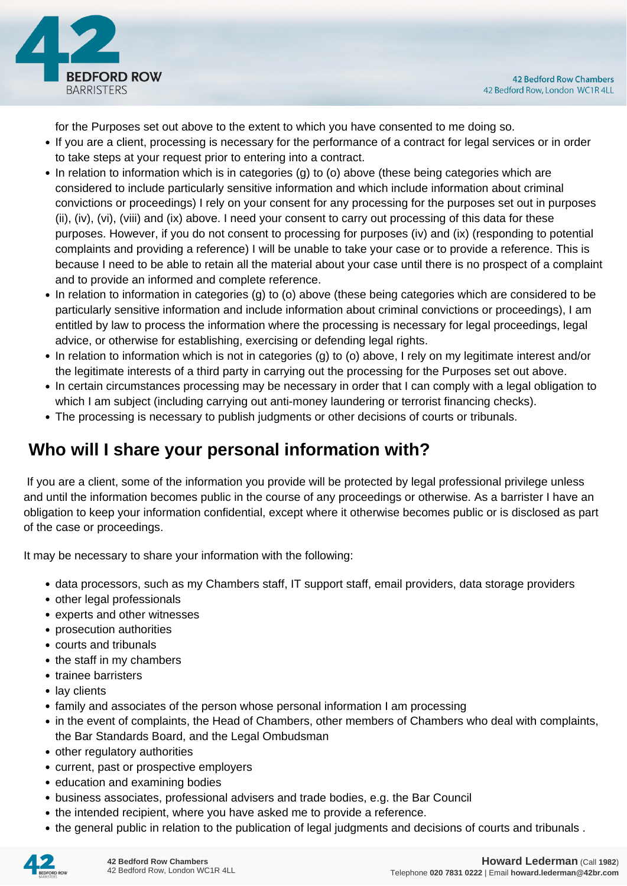for the Purposes set out above to the extent to which you have consented to me doing so.

- If you are a client, processing is necessary for the performance of a contract for legal services or in order to take steps at your request prior to entering into a contract.
- In relation to information which is in categories (g) to (o) above (these being categories which are considered to include particularly sensitive information and which include information about criminal convictions or proceedings) I rely on your consent for any processing for the purposes set out in purposes (ii), (iv), (vi), (viii) and (ix) above. I need your consent to carry out processing of this data for these purposes. However, if you do not consent to processing for purposes (iv) and (ix) (responding to potential complaints and providing a reference) I will be unable to take your case or to provide a reference. This is because I need to be able to retain all the material about your case until there is no prospect of a complaint and to provide an informed and complete reference.
- In relation to information in categories (g) to (o) above (these being categories which are considered to be particularly sensitive information and include information about criminal convictions or proceedings), I am entitled by law to process the information where the processing is necessary for legal proceedings, legal advice, or otherwise for establishing, exercising or defending legal rights.
- In relation to information which is not in categories (g) to (o) above, I rely on my legitimate interest and/or the legitimate interests of a third party in carrying out the processing for the Purposes set out above.
- In certain circumstances processing may be necessary in order that I can comply with a legal obligation to which I am subject (including carrying out anti-money laundering or terrorist financing checks).
- The processing is necessary to publish judgments or other decisions of courts or tribunals.

## Who will I share your personal information with?

If you are a client, some of the information you provide will be protected by legal professional privilege unless and until the information becomes public in the course of any proceedings or otherwise. As a barrister I have an obligation to keep your information confidential, except where it otherwise becomes public or is disclosed as part of the case or proceedings.

It may be necessary to share your information with the following:

- data processors, such as my Chambers staff, IT support staff, email providers, data storage providers
- other legal professionals
- experts and other witnesses
- prosecution authorities
- courts and tribunals
- the staff in my chambers
- trainee barristers
- lay clients
- family and associates of the person whose personal information I am processing
- in the event of complaints, the Head of Chambers, other members of Chambers who deal with complaints, the Bar Standards Board, and the Legal Ombudsman
- other regulatory authorities
- current, past or prospective employers
- education and examining bodies
- business associates, professional advisers and trade bodies, e.g. the Bar Council
- the intended recipient, where you have asked me to provide a reference.
- the general public in relation to the publication of legal judgments and decisions of courts and tribunals .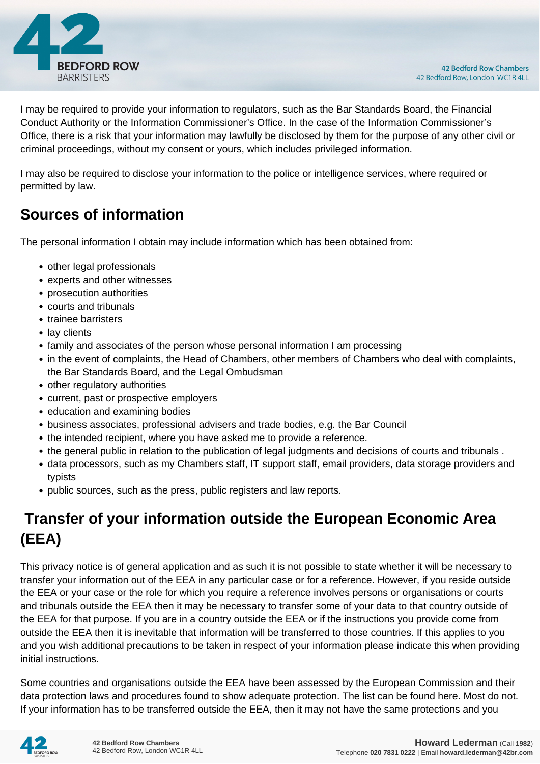I may be required to provide your information to regulators, such as the Bar Standards Board, the Financial Conduct Authority or the Information Commissioner's Office. In the case of the Information Commissioner's Office, there is a risk that your information may lawfully be disclosed by them for the purpose of any other civil or criminal proceedings, without my consent or yours, which includes privileged information.

I may also be required to disclose your information to the police or intelligence services, where required or permitted by law.

## Sources of information

The personal information I obtain may include information which has been obtained from:

- other legal professionals
- experts and other witnesses
- prosecution authorities
- courts and tribunals
- trainee barristers
- lay clients
- family and associates of the person whose personal information I am processing
- in the event of complaints, the Head of Chambers, other members of Chambers who deal with complaints, the Bar Standards Board, and the Legal Ombudsman
- other regulatory authorities
- current, past or prospective employers
- education and examining bodies
- business associates, professional advisers and trade bodies, e.g. the Bar Council
- the intended recipient, where you have asked me to provide a reference.
- the general public in relation to the publication of legal judgments and decisions of courts and tribunals .
- data processors, such as my Chambers staff, IT support staff, email providers, data storage providers and typists
- public sources, such as the press, public registers and law reports.

## Transfer of your information outside the European Economic Area (EEA)

This privacy notice is of general application and as such it is not possible to state whether it will be necessary to transfer your information out of the EEA in any particular case or for a reference. However, if you reside outside the EEA or your case or the role for which you require a reference involves persons or organisations or courts and tribunals outside the EEA then it may be necessary to transfer some of your data to that country outside of the EEA for that purpose. If you are in a country outside the EEA or if the instructions you provide come from outside the EEA then it is inevitable that information will be transferred to those countries. If this applies to you and you wish additional precautions to be taken in respect of your information please indicate this when providing initial instructions.

Some countries and organisations outside the EEA have been assessed by the European Commission and their data protection laws and procedures found to show adequate protection. The list can be found here. Most do not. If your information has to be transferred outside the EEA, then it may not have the same protections and you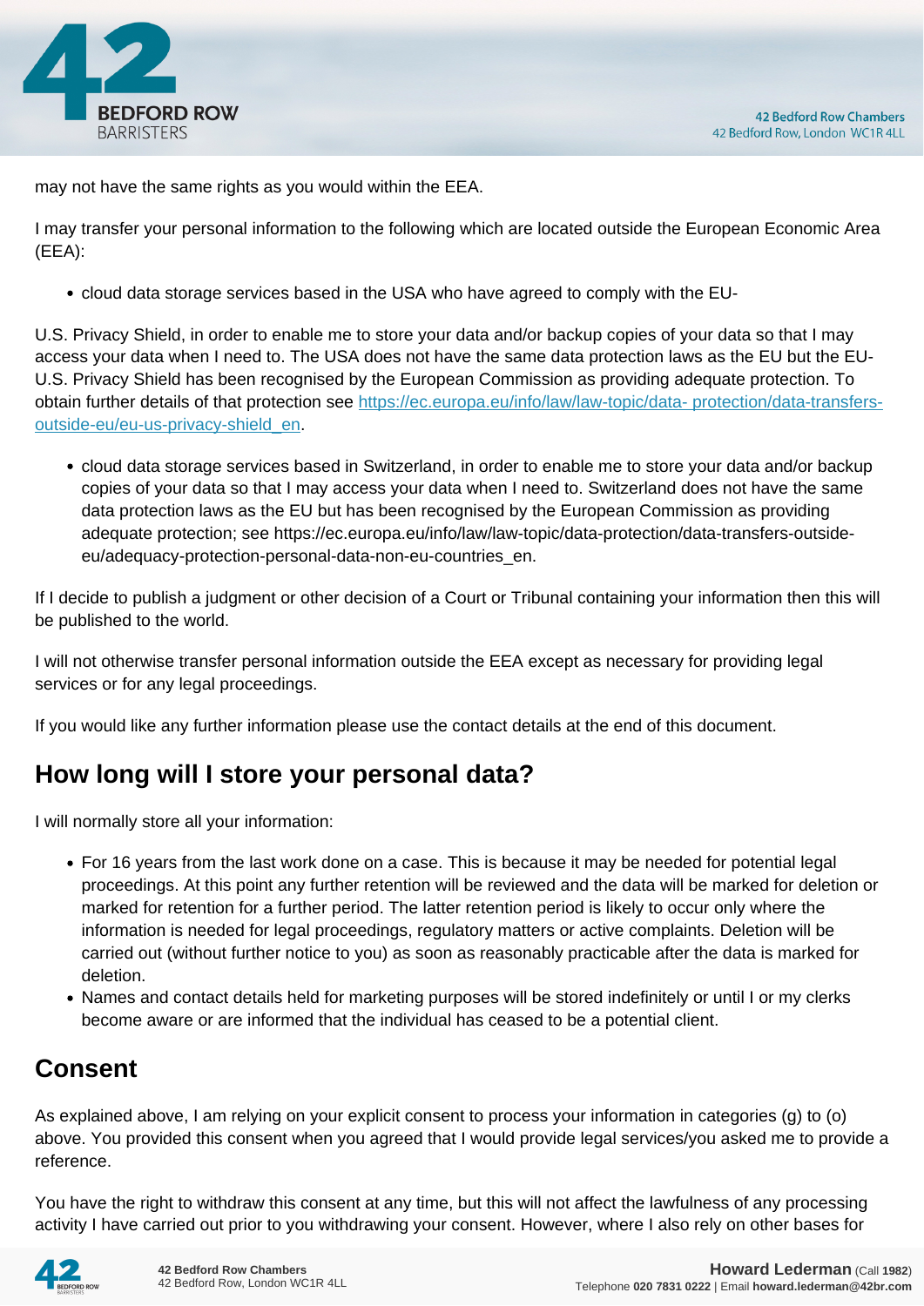may not have the same rights as you would within the EEA.

I may transfer your personal information to the following which are located outside the European Economic Area (EEA):

- cloud data storage services based in the USA who have agreed to comply with the EU-

U.S. Privacy Shield, in order to enable me to store your data and/or backup copies of your data so that I may access your data when I need to. The USA does not have the same data protection laws as the EU but the EU-U.S. Privacy Shield has been recognised by the European Commission as providing adequate protection. To obtain further details of that protection see [https://ec.europa.eu/info/law/law-topic/data- protection/data-transfers-outside-eu/eu-us-privacy-shield_en](https://ec.europa.eu/info/law/law-topic/data-protection/data-transfers-outside-eu/eu-us-privacy-shield_en).

- cloud data storage services based in Switzerland, in order to enable me to store your data and/or backup copies of your data so that I may access your data when I need to. Switzerland does not have the same data protection laws as the EU but has been recognised by the European Commission as providing adequate protection; see https://ec.europa.eu/info/law/law-topic/data-protection/data-transfers-outside-eu/adequacy-protection-personal-data-non-eu-countries_en.

If I decide to publish a judgment or other decision of a Court or Tribunal containing your information then this will be published to the world.

I will not otherwise transfer personal information outside the EEA except as necessary for providing legal services or for any legal proceedings.

If you would like any further information please use the contact details at the end of this document.

## How long will I store your personal data?

I will normally store all your information:

- For 16 years from the last work done on a case. This is because it may be needed for potential legal proceedings. At this point any further retention will be reviewed and the data will be marked for deletion or marked for retention for a further period. The latter retention period is likely to occur only where the information is needed for legal proceedings, regulatory matters or active complaints. Deletion will be carried out (without further notice to you) as soon as reasonably practicable after the data is marked for deletion.
- Names and contact details held for marketing purposes will be stored indefinitely or until I or my clerks become aware or are informed that the individual has ceased to be a potential client.

## Consent

As explained above, I am relying on your explicit consent to process your information in categories (g) to (o) above. You provided this consent when you agreed that I would provide legal services/you asked me to provide a reference.

You have the right to withdraw this consent at any time, but this will not affect the lawfulness of any processing activity I have carried out prior to you withdrawing your consent. However, where I also rely on other bases for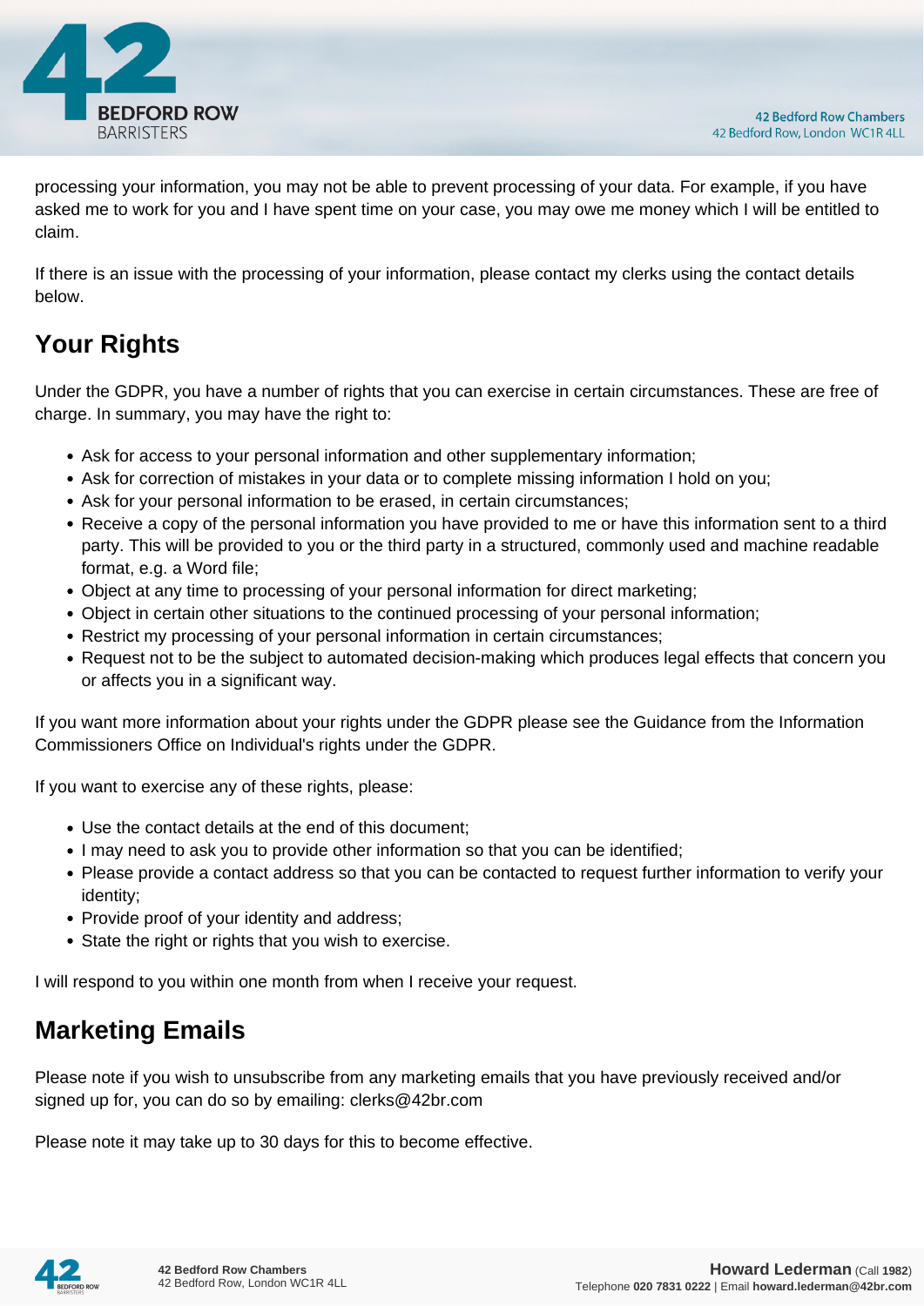processing your information, you may not be able to prevent processing of your data. For example, if you have asked me to work for you and I have spent time on your case, you may owe me money which I will be entitled to claim.

If there is an issue with the processing of your information, please contact my clerks using the contact details below.

## Your Rights

Under the GDPR, you have a number of rights that you can exercise in certain circumstances. These are free of charge. In summary, you may have the right to:

- Ask for access to your personal information and other supplementary information;
- Ask for correction of mistakes in your data or to complete missing information I hold on you;
- Ask for your personal information to be erased, in certain circumstances;
- Receive a copy of the personal information you have provided to me or have this information sent to a third party. This will be provided to you or the third party in a structured, commonly used and machine readable format, e.g. a Word file;
- Object at any time to processing of your personal information for direct marketing;
- Object in certain other situations to the continued processing of your personal information;
- Restrict my processing of your personal information in certain circumstances;
- Request not to be the subject to automated decision-making which produces legal effects that concern you or affects you in a significant way.

If you want more information about your rights under the GDPR please see the Guidance from the Information Commissioners Office on Individual's rights under the GDPR.

If you want to exercise any of these rights, please:

- Use the contact details at the end of this document;
- I may need to ask you to provide other information so that you can be identified;
- Please provide a contact address so that you can be contacted to request further information to verify your identity;
- Provide proof of your identity and address;
- State the right or rights that you wish to exercise.

I will respond to you within one month from when I receive your request.

## Marketing Emails

Please note if you wish to unsubscribe from any marketing emails that you have previously received and/or signed up for, you can do so by emailing: clerks@42br.com

Please note it may take up to 30 days for this to become effective.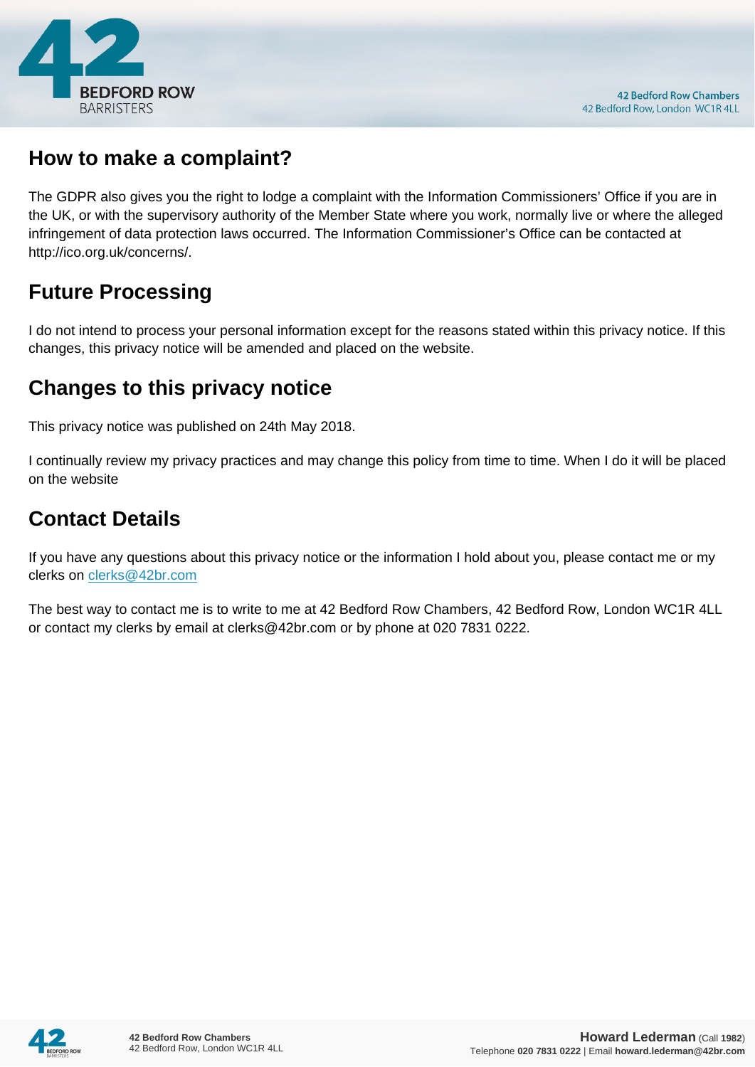## How to make a complaint?

The GDPR also gives you the right to lodge a complaint with the Information Commissioners' Office if you are in the UK, or with the supervisory authority of the Member State where you work, normally live or where the alleged infringement of data protection laws occurred. The Information Commissioner's Office can be contacted at http://ico.org.uk/concerns/.

## Future Processing

I do not intend to process your personal information except for the reasons stated within this privacy notice. If this changes, this privacy notice will be amended and placed on the website.

## Changes to this privacy notice

This privacy notice was published on 24th May 2018.

I continually review my privacy practices and may change this policy from time to time. When I do it will be placed on the website

## Contact Details

If you have any questions about this privacy notice or the information I hold about you, please contact me or my clerks on clerks@42br.com

The best way to contact me is to write to me at 42 Bedford Row Chambers, 42 Bedford Row, London WC1R 4LL or contact my clerks by email at clerks@42br.com or by phone at 020 7831 0222.